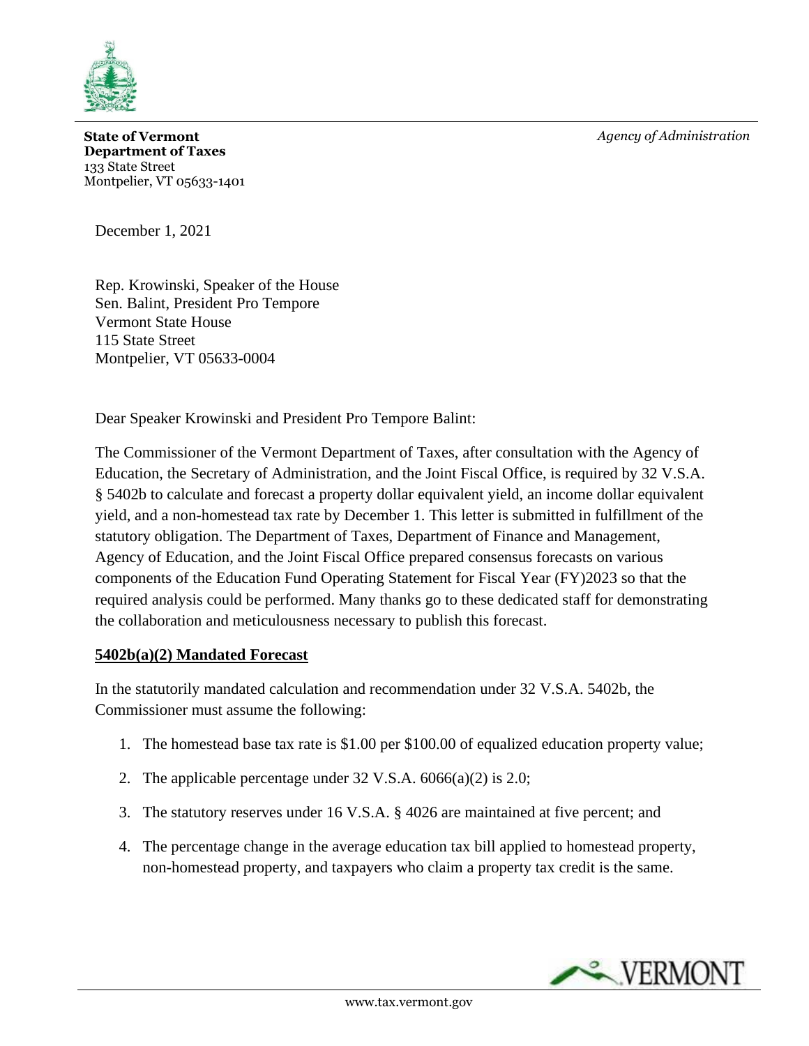**State of Vermont**
**Department of Taxes**
133 State Street
Montpelier, VT 05633-1401

*Agency of Administration*

December 1, 2021

Rep. Krowinski, Speaker of the House
Sen. Balint, President Pro Tempore
Vermont State House
115 State Street
Montpelier, VT 05633-0004

Dear Speaker Krowinski and President Pro Tempore Balint:

The Commissioner of the Vermont Department of Taxes, after consultation with the Agency of Education, the Secretary of Administration, and the Joint Fiscal Office, is required by 32 V.S.A. § 5402b to calculate and forecast a property dollar equivalent yield, an income dollar equivalent yield, and a non-homestead tax rate by December 1. This letter is submitted in fulfillment of the statutory obligation. The Department of Taxes, Department of Finance and Management, Agency of Education, and the Joint Fiscal Office prepared consensus forecasts on various components of the Education Fund Operating Statement for Fiscal Year (FY)2023 so that the required analysis could be performed. Many thanks go to these dedicated staff for demonstrating the collaboration and meticulousness necessary to publish this forecast.

**5402b(a)(2) Mandated Forecast**

In the statutorily mandated calculation and recommendation under 32 V.S.A. 5402b, the Commissioner must assume the following:

1. The homestead base tax rate is $1.00 per $100.00 of equalized education property value;
2. The applicable percentage under 32 V.S.A. 6066(a)(2) is 2.0;
3. The statutory reserves under 16 V.S.A. § 4026 are maintained at five percent; and
4. The percentage change in the average education tax bill applied to homestead property, non-homestead property, and taxpayers who claim a property tax credit is the same.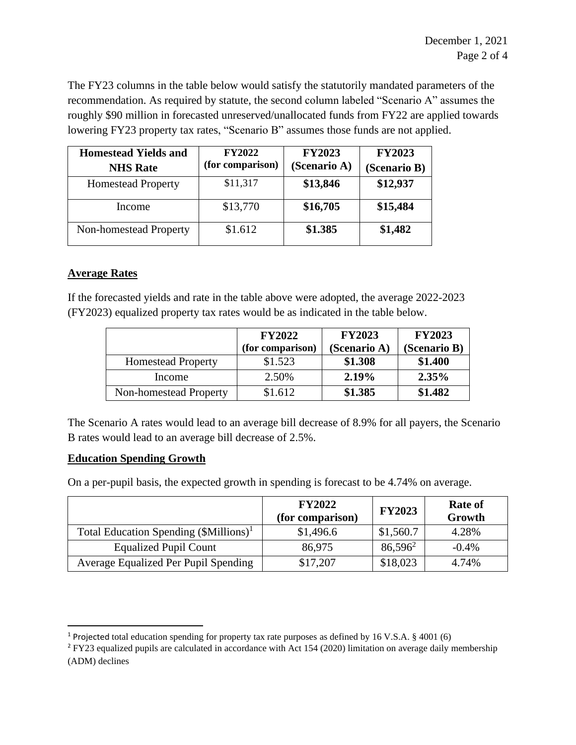The FY23 columns in the table below would satisfy the statutorily mandated parameters of the recommendation. As required by statute, the second column labeled "Scenario A" assumes the roughly $90 million in forecasted unreserved/unallocated funds from FY22 are applied towards lowering FY23 property tax rates, "Scenario B" assumes those funds are not applied.

| Homestead Yields and NHS Rate | FY2022 (for comparison) | FY2023 (Scenario A) | FY2023 (Scenario B) |
|---|---|---|---|
| Homestead Property | $11,317 | **$13,846** | **$12,937** |
| Income | $13,770 | **$16,705** | **$15,484** |
| Non-homestead Property | $1.612 | **$1.385** | **$1,482** |

## Average Rates

If the forecasted yields and rate in the table above were adopted, the average 2022-2023 (FY2023) equalized property tax rates would be as indicated in the table below.

| | FY2022 (for comparison) | FY2023 (Scenario A) | FY2023 (Scenario B) |
|---|---|---|---|
| Homestead Property | $1.523 | **$1.308** | **$1.400** |
| Income | 2.50% | **2.19%** | **2.35%** |
| Non-homestead Property | $1.612 | **$1.385** | **$1.482** |

The Scenario A rates would lead to an average bill decrease of 8.9% for all payers, the Scenario B rates would lead to an average bill decrease of 2.5%.

## Education Spending Growth

On a per-pupil basis, the expected growth in spending is forecast to be 4.74% on average.

| | FY2022 (for comparison) | FY2023 | Rate of Growth |
|---|---|---|---|
| Total Education Spending ($Millions)[1] | $1,496.6 | $1,560.7 | 4.28% |
| Equalized Pupil Count | 86,975 | 86,596[2] | -0.4% |
| Average Equalized Per Pupil Spending | $17,207 | $18,023 | 4.74% |

[1] Projected total education spending for property tax rate purposes as defined by 16 V.S.A. § 4001 (6)

[2] FY23 equalized pupils are calculated in accordance with Act 154 (2020) limitation on average daily membership (ADM) declines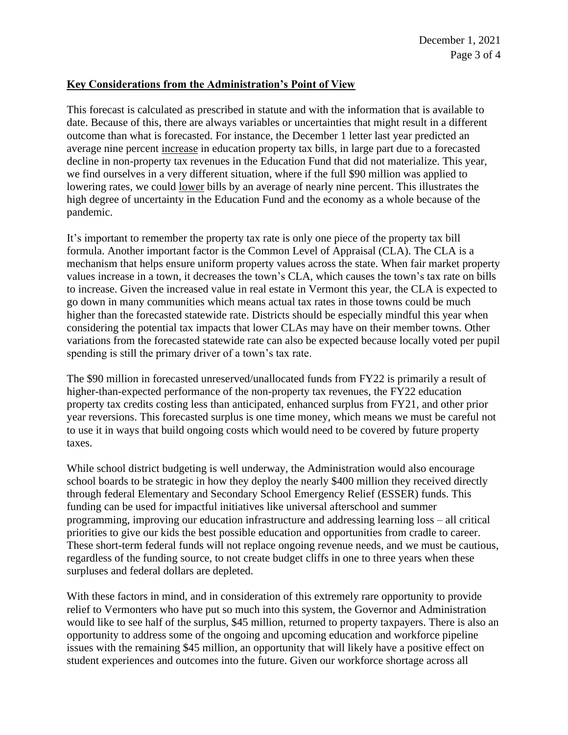## Key Considerations from the Administration's Point of View

This forecast is calculated as prescribed in statute and with the information that is available to date. Because of this, there are always variables or uncertainties that might result in a different outcome than what is forecasted. For instance, the December 1 letter last year predicted an average nine percent <u>increase</u> in education property tax bills, in large part due to a forecasted decline in non-property tax revenues in the Education Fund that did not materialize. This year, we find ourselves in a very different situation, where if the full \$90 million was applied to lowering rates, we could <u>lower</u> bills by an average of nearly nine percent. This illustrates the high degree of uncertainty in the Education Fund and the economy as a whole because of the pandemic.

It's important to remember the property tax rate is only one piece of the property tax bill formula. Another important factor is the Common Level of Appraisal (CLA). The CLA is a mechanism that helps ensure uniform property values across the state. When fair market property values increase in a town, it decreases the town's CLA, which causes the town's tax rate on bills to increase. Given the increased value in real estate in Vermont this year, the CLA is expected to go down in many communities which means actual tax rates in those towns could be much higher than the forecasted statewide rate. Districts should be especially mindful this year when considering the potential tax impacts that lower CLAs may have on their member towns. Other variations from the forecasted statewide rate can also be expected because locally voted per pupil spending is still the primary driver of a town's tax rate.

The \$90 million in forecasted unreserved/unallocated funds from FY22 is primarily a result of higher-than-expected performance of the non-property tax revenues, the FY22 education property tax credits costing less than anticipated, enhanced surplus from FY21, and other prior year reversions. This forecasted surplus is one time money, which means we must be careful not to use it in ways that build ongoing costs which would need to be covered by future property taxes.

While school district budgeting is well underway, the Administration would also encourage school boards to be strategic in how they deploy the nearly \$400 million they received directly through federal Elementary and Secondary School Emergency Relief (ESSER) funds. This funding can be used for impactful initiatives like universal afterschool and summer programming, improving our education infrastructure and addressing learning loss – all critical priorities to give our kids the best possible education and opportunities from cradle to career. These short-term federal funds will not replace ongoing revenue needs, and we must be cautious, regardless of the funding source, to not create budget cliffs in one to three years when these surpluses and federal dollars are depleted.

With these factors in mind, and in consideration of this extremely rare opportunity to provide relief to Vermonters who have put so much into this system, the Governor and Administration would like to see half of the surplus, \$45 million, returned to property taxpayers. There is also an opportunity to address some of the ongoing and upcoming education and workforce pipeline issues with the remaining \$45 million, an opportunity that will likely have a positive effect on student experiences and outcomes into the future. Given our workforce shortage across all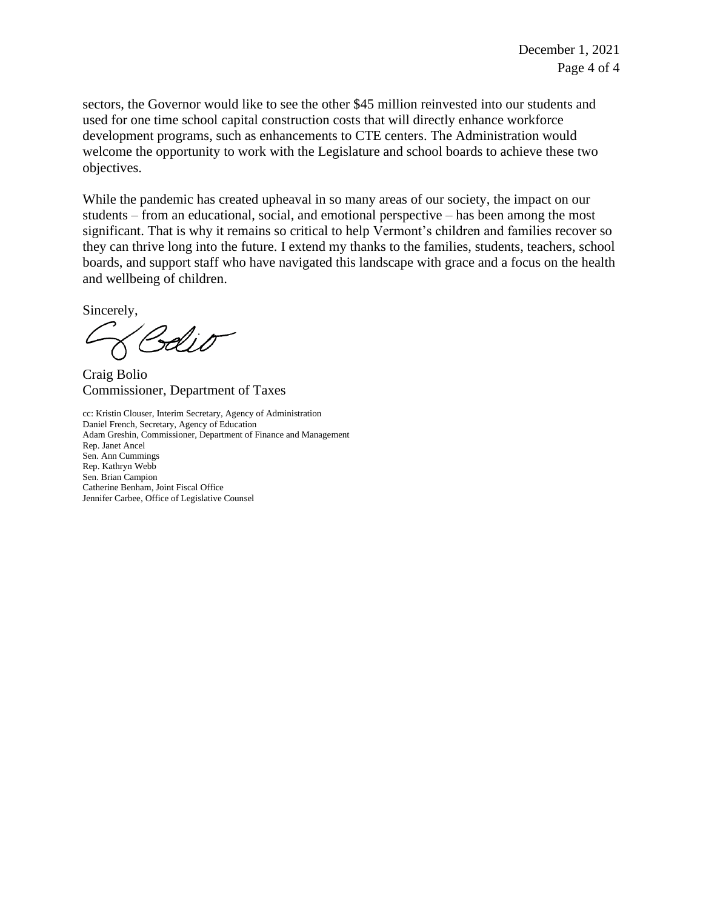sectors, the Governor would like to see the other $45 million reinvested into our students and used for one time school capital construction costs that will directly enhance workforce development programs, such as enhancements to CTE centers. The Administration would welcome the opportunity to work with the Legislature and school boards to achieve these two objectives.

While the pandemic has created upheaval in so many areas of our society, the impact on our students – from an educational, social, and emotional perspective – has been among the most significant. That is why it remains so critical to help Vermont's children and families recover so they can thrive long into the future. I extend my thanks to the families, students, teachers, school boards, and support staff who have navigated this landscape with grace and a focus on the health and wellbeing of children.

Sincerely,

Craig Bolio
Commissioner, Department of Taxes

cc: Kristin Clouser, Interim Secretary, Agency of Administration
Daniel French, Secretary, Agency of Education
Adam Greshin, Commissioner, Department of Finance and Management
Rep. Janet Ancel
Sen. Ann Cummings
Rep. Kathryn Webb
Sen. Brian Campion
Catherine Benham, Joint Fiscal Office
Jennifer Carbee, Office of Legislative Counsel